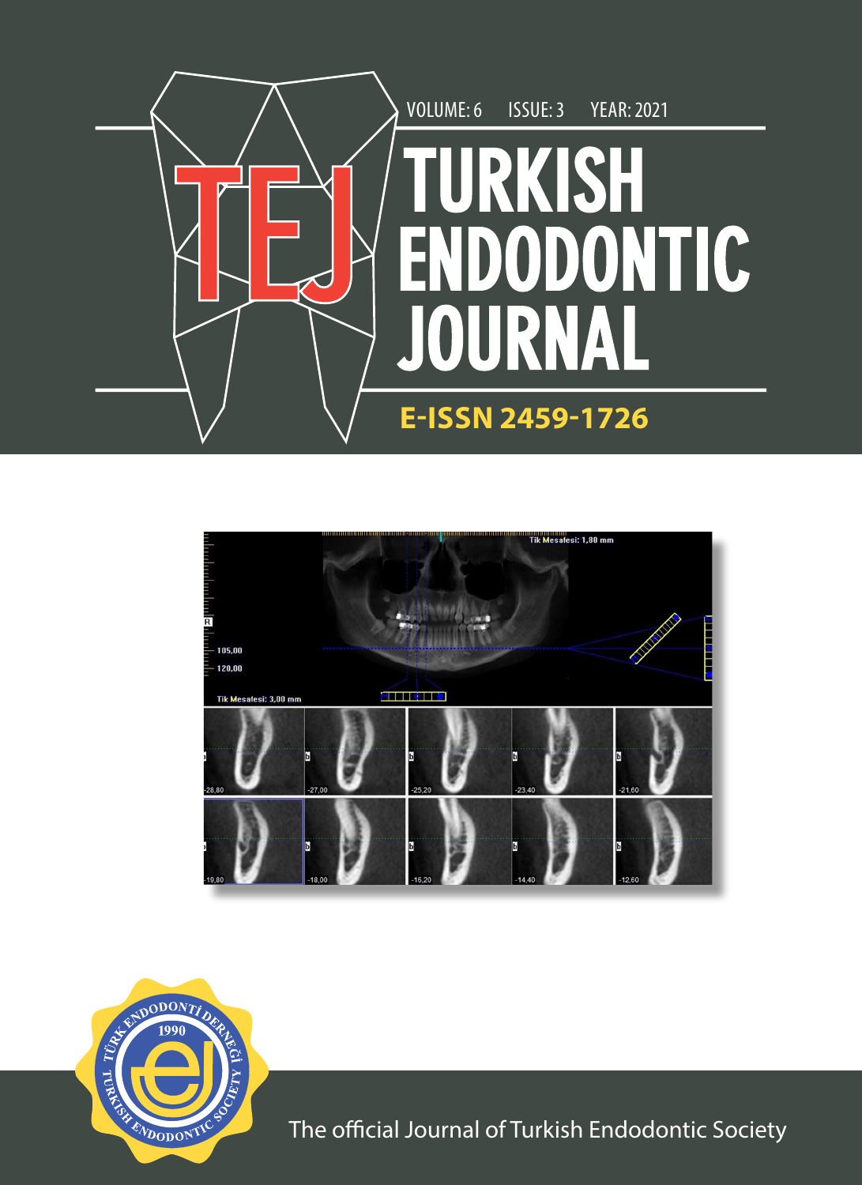VOLUME: 6 ISSUE: 3 YEAR: 2021

# TURKISH ENDODONTIC JOURNAL

**E-ISSN 2459-1726**

The official Journal of Turkish Endodontic Society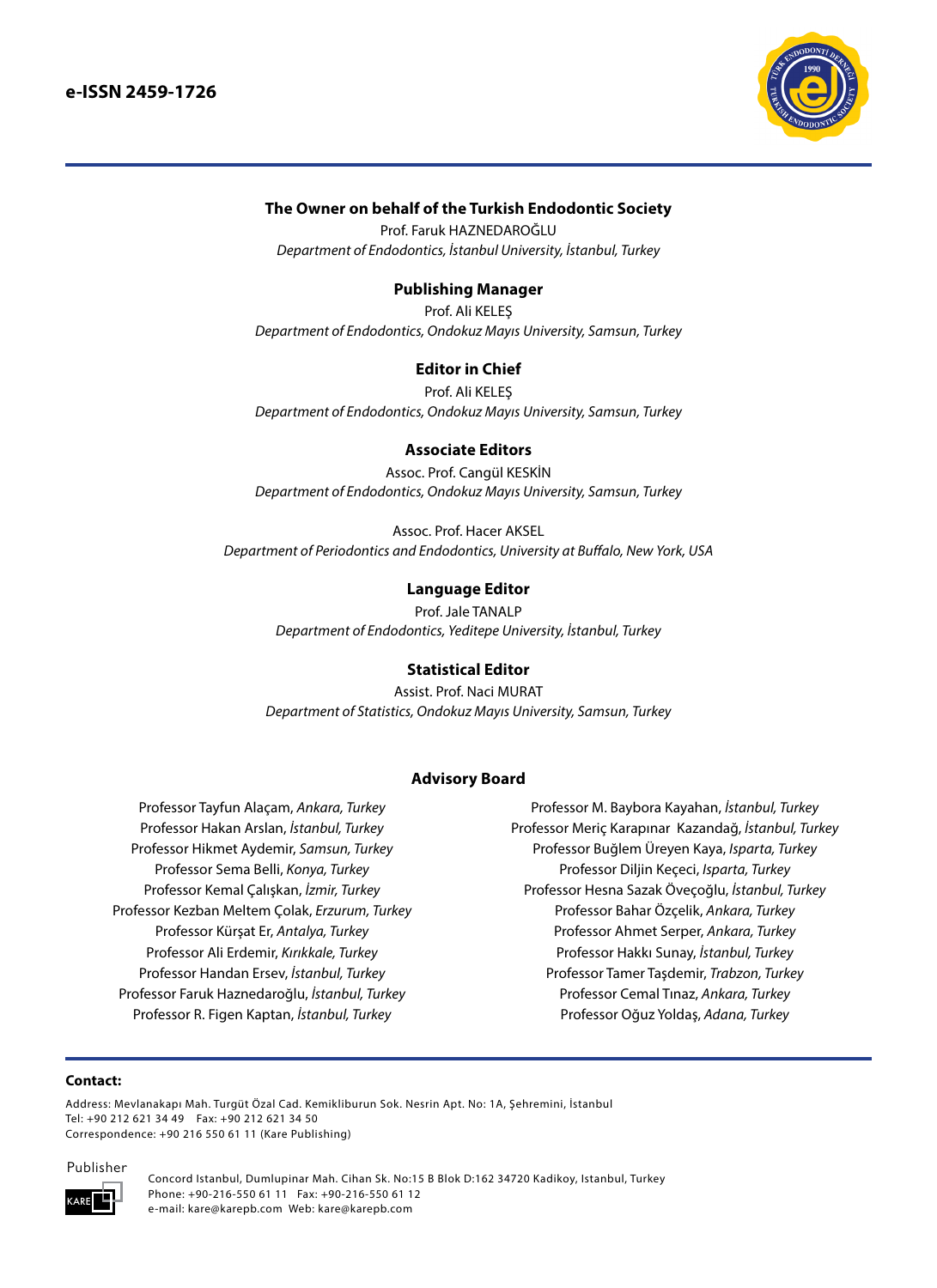**e-ISSN 2459-1726**

### The Owner on behalf of the Turkish Endodontic Society

Prof. Faruk HAZNEDAROĞLU
*Department of Endodontics, İstanbul University, İstanbul, Turkey*

### Publishing Manager

Prof. Ali KELEŞ
*Department of Endodontics, Ondokuz Mayıs University, Samsun, Turkey*

### Editor in Chief

Prof. Ali KELEŞ
*Department of Endodontics, Ondokuz Mayıs University, Samsun, Turkey*

### Associate Editors

Assoc. Prof. Cangül KESKİN
*Department of Endodontics, Ondokuz Mayıs University, Samsun, Turkey*

Assoc. Prof. Hacer AKSEL
*Department of Periodontics and Endodontics, University at Buffalo, New York, USA*

### Language Editor

Prof. Jale TANALP
*Department of Endodontics, Yeditepe University, İstanbul, Turkey*

### Statistical Editor

Assist. Prof. Naci MURAT
*Department of Statistics, Ondokuz Mayıs University, Samsun, Turkey*

### Advisory Board

Professor Tayfun Alaçam, *Ankara, Turkey*
Professor Hakan Arslan, *İstanbul, Turkey*
Professor Hikmet Aydemir, *Samsun, Turkey*
Professor Sema Belli, *Konya, Turkey*
Professor Kemal Çalışkan, *İzmir, Turkey*
Professor Kezban Meltem Çolak, *Erzurum, Turkey*
Professor Kürşat Er, *Antalya, Turkey*
Professor Ali Erdemir, *Kırıkkale, Turkey*
Professor Handan Ersev, *İstanbul, Turkey*
Professor Faruk Haznedaroğlu, *İstanbul, Turkey*
Professor R. Figen Kaptan, *İstanbul, Turkey*
Professor M. Baybora Kayahan, *İstanbul, Turkey*
Professor Meriç Karapınar Kazandağ, *İstanbul, Turkey*
Professor Buğlem Üreyen Kaya, *Isparta, Turkey*
Professor Diljin Keçeci, *Isparta, Turkey*
Professor Hesna Sazak Öveçoğlu, *İstanbul, Turkey*
Professor Bahar Özçelik, *Ankara, Turkey*
Professor Ahmet Serper, *Ankara, Turkey*
Professor Hakkı Sunay, *İstanbul, Turkey*
Professor Tamer Taşdemir, *Trabzon, Turkey*
Professor Cemal Tınaz, *Ankara, Turkey*
Professor Oğuz Yoldaş, *Adana, Turkey*

**Contact:**

Address: Mevlanakapı Mah. Turgüt Özal Cad. Kemikliburun Sok. Nesrin Apt. No: 1A, Şehremini, İstanbul
Tel: +90 212 621 34 49 Fax: +90 212 621 34 50
Correspondence: +90 216 550 61 11 (Kare Publishing)

Publisher

Concord Istanbul, Dumlupinar Mah. Cihan Sk. No:15 B Blok D:162 34720 Kadikoy, Istanbul, Turkey
Phone: +90-216-550 61 11 Fax: +90-216-550 61 12
e-mail: kare@karepb.com Web: kare@karepb.com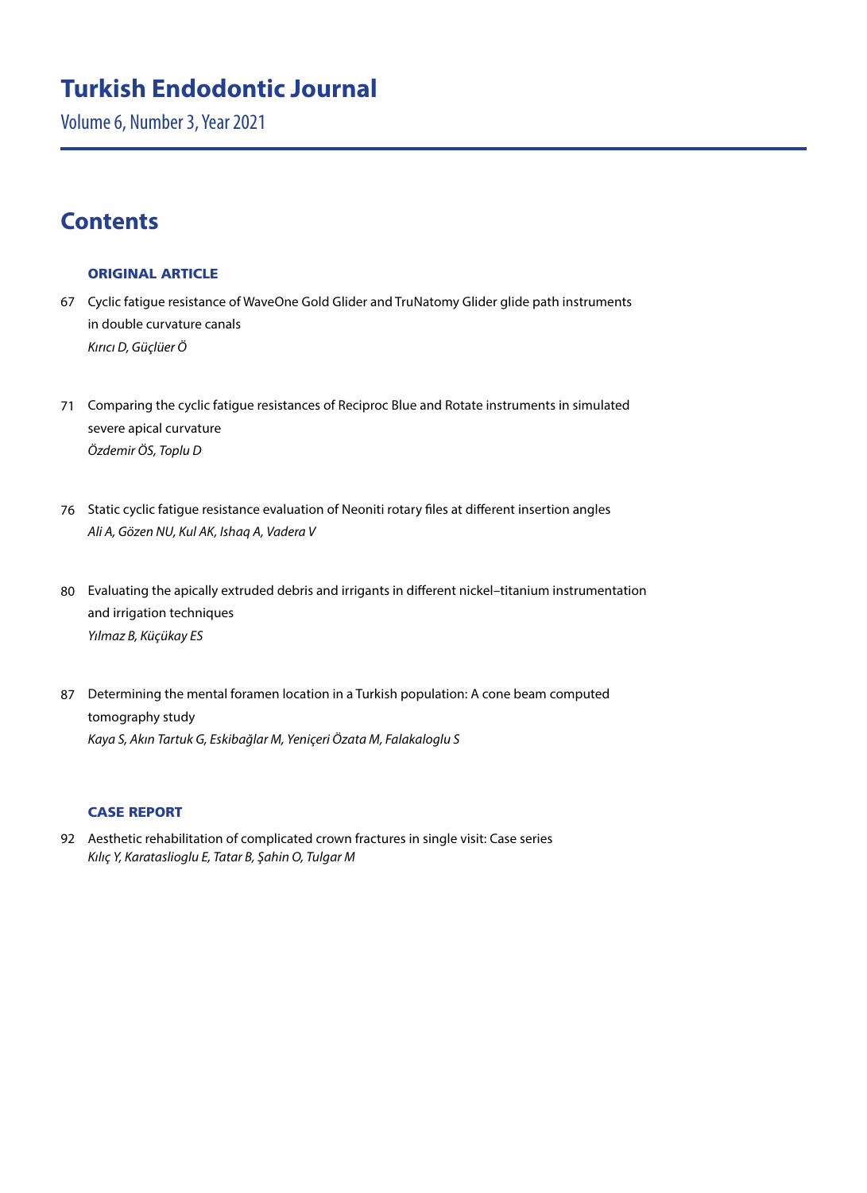# Turkish Endodontic Journal

Volume 6, Number 3, Year 2021

## Contents

### ORIGINAL ARTICLE

67 Cyclic fatigue resistance of WaveOne Gold Glider and TruNatomy Glider glide path instruments in double curvature canals
*Kırıcı D, Güçlüer Ö*

71 Comparing the cyclic fatigue resistances of Reciproc Blue and Rotate instruments in simulated severe apical curvature
*Özdemir ÖS, Toplu D*

76 Static cyclic fatigue resistance evaluation of Neoniti rotary files at different insertion angles
*Ali A, Gözen NU, Kul AK, Ishaq A, Vadera V*

80 Evaluating the apically extruded debris and irrigants in different nickel–titanium instrumentation and irrigation techniques
*Yılmaz B, Küçükay ES*

87 Determining the mental foramen location in a Turkish population: A cone beam computed tomography study
*Kaya S, Akın Tartuk G, Eskibağlar M, Yeniçeri Özata M, Falakaloglu S*

### CASE REPORT

92 Aesthetic rehabilitation of complicated crown fractures in single visit: Case series
*Kılıç Y, Karataslioglu E, Tatar B, Şahin O, Tulgar M*